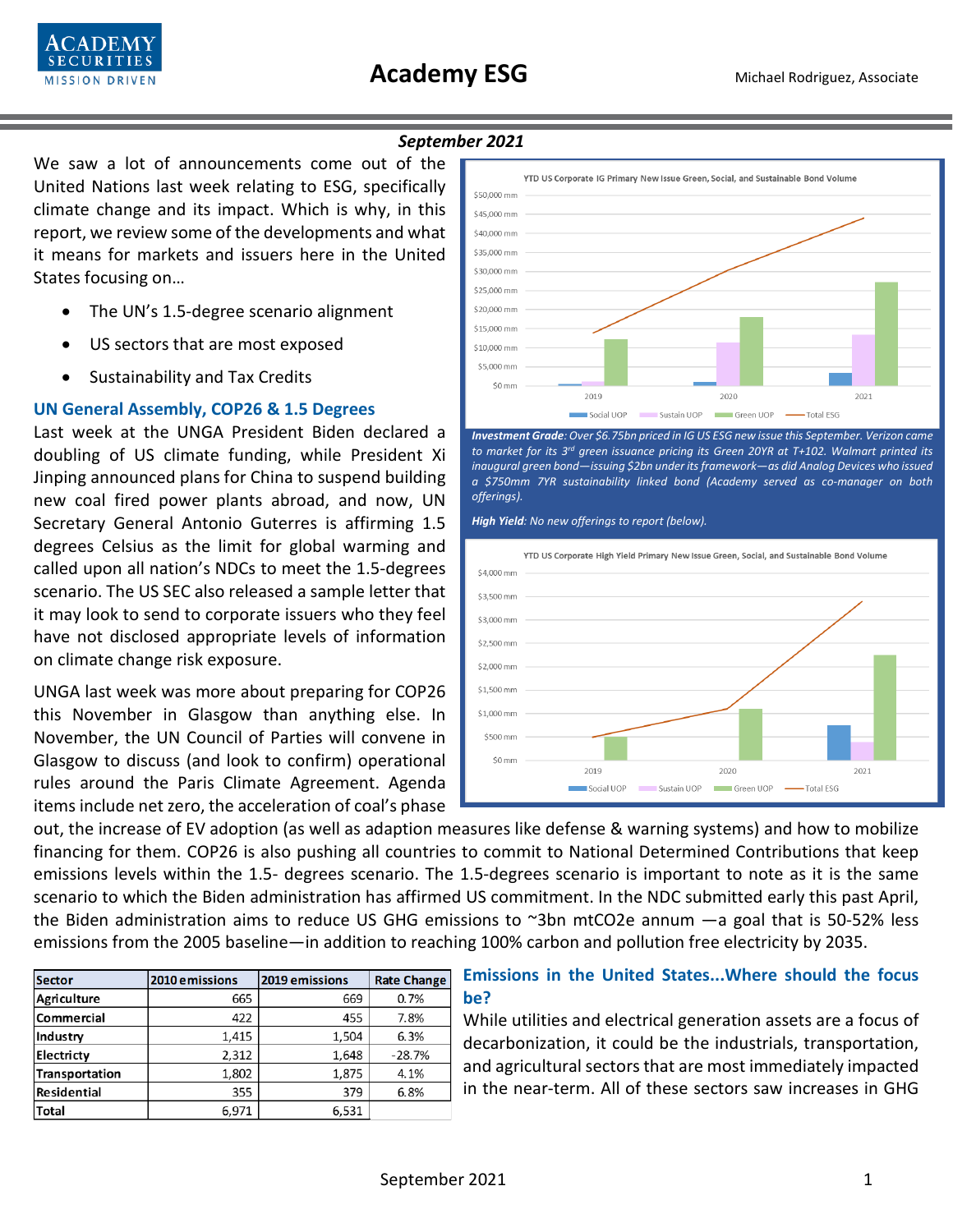# Academy ESG

Michael Rodriguez, Associate

***September 2021***

We saw a lot of announcements come out of the United Nations last week relating to ESG, specifically climate change and its impact. Which is why, in this report, we review some of the developments and what it means for markets and issuers here in the United States focusing on…

- The UN's 1.5-degree scenario alignment
- US sectors that are most exposed
- Sustainability and Tax Credits

## UN General Assembly, COP26 & 1.5 Degrees

Last week at the UNGA President Biden declared a doubling of US climate funding, while President Xi Jinping announced plans for China to suspend building new coal fired power plants abroad, and now, UN Secretary General Antonio Guterres is affirming 1.5 degrees Celsius as the limit for global warming and called upon all nation's NDCs to meet the 1.5-degrees scenario. The US SEC also released a sample letter that it may look to send to corporate issuers who they feel have not disclosed appropriate levels of information on climate change risk exposure.

UNGA last week was more about preparing for COP26 this November in Glasgow than anything else. In November, the UN Council of Parties will convene in Glasgow to discuss (and look to confirm) operational rules around the Paris Climate Agreement. Agenda items include net zero, the acceleration of coal's phase out, the increase of EV adoption (as well as adaption measures like defense & warning systems) and how to mobilize financing for them. COP26 is also pushing all countries to commit to National Determined Contributions that keep emissions levels within the 1.5- degrees scenario. The 1.5-degrees scenario is important to note as it is the same scenario to which the Biden administration has affirmed US commitment. In the NDC submitted early this past April, the Biden administration aims to reduce US GHG emissions to ~3bn mtCO2e annum —a goal that is 50-52% less emissions from the 2005 baseline—in addition to reaching 100% carbon and pollution free electricity by 2035.

***Investment Grade****: Over $6.75bn priced in IG US ESG new issue this September. Verizon came to market for its 3rd green issuance pricing its Green 20YR at T+102. Walmart printed its inaugural green bond—issuing $2bn under its framework—as did Analog Devices who issued a $750mm 7YR sustainability linked bond (Academy served as co-manager on both offerings).*

***High Yield****: No new offerings to report (below).*

| Sector | 2010 emissions | 2019 emissions | Rate Change |
|---|---|---|---|
| Agriculture | 665 | 669 | 0.7% |
| Commercial | 422 | 455 | 7.8% |
| Industry | 1,415 | 1,504 | 6.3% |
| Electricty | 2,312 | 1,648 | -28.7% |
| Transportation | 1,802 | 1,875 | 4.1% |
| Residential | 355 | 379 | 6.8% |
| Total | 6,971 | 6,531 | |

## Emissions in the United States...Where should the focus be?

While utilities and electrical generation assets are a focus of decarbonization, it could be the industrials, transportation, and agricultural sectors that are most immediately impacted in the near-term. All of these sectors saw increases in GHG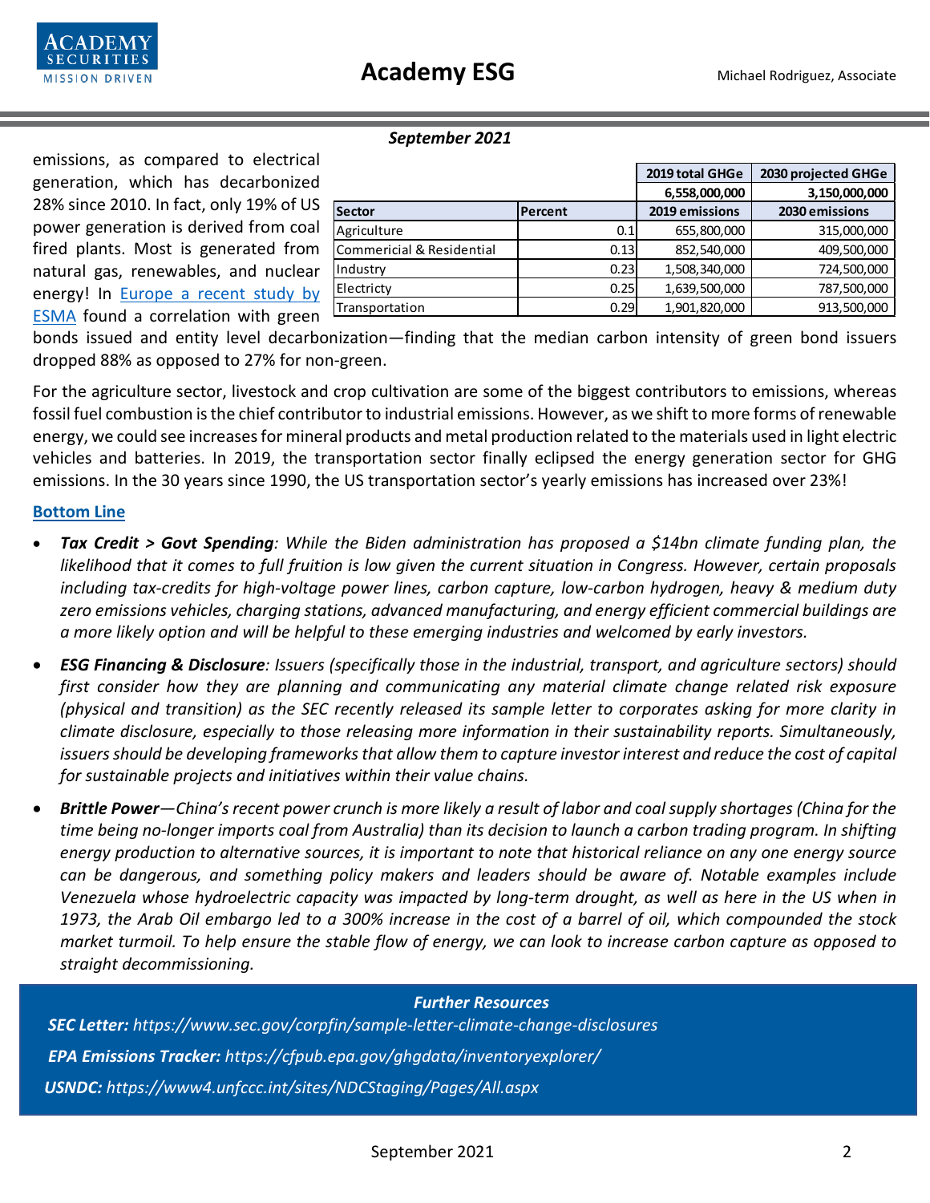emissions, as compared to electrical generation, which has decarbonized 28% since 2010. In fact, only 19% of US power generation is derived from coal fired plants. Most is generated from natural gas, renewables, and nuclear energy! In [Europe a recent study by ESMA](#) found a correlation with green bonds issued and entity level decarbonization—finding that the median carbon intensity of green bond issuers dropped 88% as opposed to 27% for non-green.

| | | 2019 total GHGe | 2030 projected GHGe |
|---|---|---|---|
| | | 6,558,000,000 | 3,150,000,000 |
| **Sector** | **Percent** | **2019 emissions** | **2030 emissions** |
| Agriculture | 0.1 | 655,800,000 | 315,000,000 |
| Commericial & Residential | 0.13 | 852,540,000 | 409,500,000 |
| Industry | 0.23 | 1,508,340,000 | 724,500,000 |
| Electricty | 0.25 | 1,639,500,000 | 787,500,000 |
| Transportation | 0.29 | 1,901,820,000 | 913,500,000 |

For the agriculture sector, livestock and crop cultivation are some of the biggest contributors to emissions, whereas fossil fuel combustion is the chief contributor to industrial emissions. However, as we shift to more forms of renewable energy, we could see increases for mineral products and metal production related to the materials used in light electric vehicles and batteries. In 2019, the transportation sector finally eclipsed the energy generation sector for GHG emissions. In the 30 years since 1990, the US transportation sector's yearly emissions has increased over 23%!

## Bottom Line

- ***Tax Credit > Govt Spending****: While the Biden administration has proposed a $14bn climate funding plan, the likelihood that it comes to full fruition is low given the current situation in Congress. However, certain proposals including tax-credits for high-voltage power lines, carbon capture, low-carbon hydrogen, heavy & medium duty zero emissions vehicles, charging stations, advanced manufacturing, and energy efficient commercial buildings are a more likely option and will be helpful to these emerging industries and welcomed by early investors.*
- ***ESG Financing & Disclosure****: Issuers (specifically those in the industrial, transport, and agriculture sectors) should first consider how they are planning and communicating any material climate change related risk exposure (physical and transition) as the SEC recently released its sample letter to corporates asking for more clarity in climate disclosure, especially to those releasing more information in their sustainability reports. Simultaneously, issuers should be developing frameworks that allow them to capture investor interest and reduce the cost of capital for sustainable projects and initiatives within their value chains.*
- ***Brittle Power****—China's recent power crunch is more likely a result of labor and coal supply shortages (China for the time being no-longer imports coal from Australia) than its decision to launch a carbon trading program. In shifting energy production to alternative sources, it is important to note that historical reliance on any one energy source can be dangerous, and something policy makers and leaders should be aware of. Notable examples include Venezuela whose hydroelectric capacity was impacted by long-term drought, as well as here in the US when in 1973, the Arab Oil embargo led to a 300% increase in the cost of a barrel of oil, which compounded the stock market turmoil. To help ensure the stable flow of energy, we can look to increase carbon capture as opposed to straight decommissioning.*

***Further Resources***

***SEC Letter:*** *https://www.sec.gov/corpfin/sample-letter-climate-change-disclosures*

***EPA Emissions Tracker:*** *https://cfpub.epa.gov/ghgdata/inventoryexplorer/*

***USNDC:*** *https://www4.unfccc.int/sites/NDCStaging/Pages/All.aspx*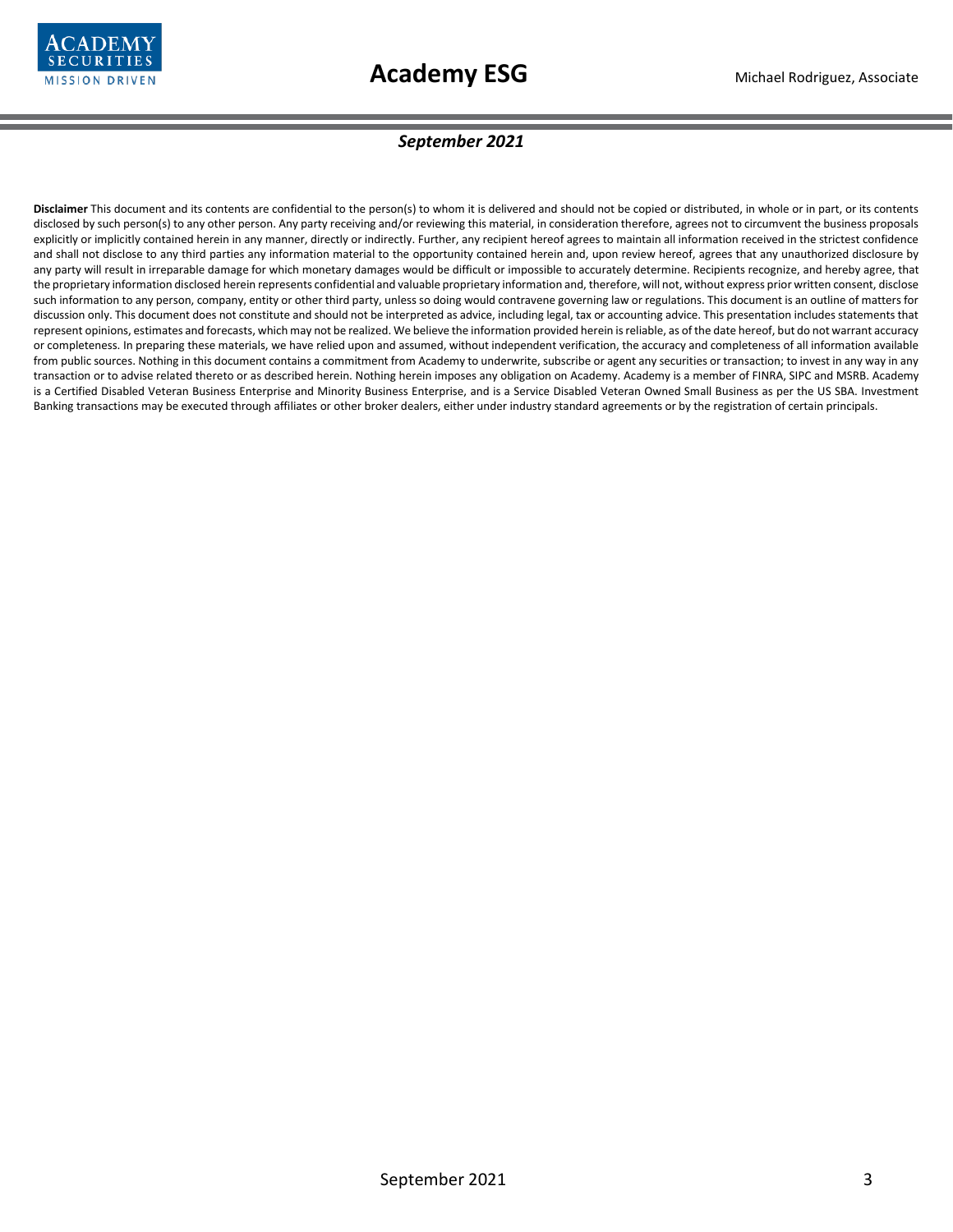*September 2021*

**Disclaimer** This document and its contents are confidential to the person(s) to whom it is delivered and should not be copied or distributed, in whole or in part, or its contents disclosed by such person(s) to any other person. Any party receiving and/or reviewing this material, in consideration therefore, agrees not to circumvent the business proposals explicitly or implicitly contained herein in any manner, directly or indirectly. Further, any recipient hereof agrees to maintain all information received in the strictest confidence and shall not disclose to any third parties any information material to the opportunity contained herein and, upon review hereof, agrees that any unauthorized disclosure by any party will result in irreparable damage for which monetary damages would be difficult or impossible to accurately determine. Recipients recognize, and hereby agree, that the proprietary information disclosed herein represents confidential and valuable proprietary information and, therefore, will not, without express prior written consent, disclose such information to any person, company, entity or other third party, unless so doing would contravene governing law or regulations. This document is an outline of matters for discussion only. This document does not constitute and should not be interpreted as advice, including legal, tax or accounting advice. This presentation includes statements that represent opinions, estimates and forecasts, which may not be realized. We believe the information provided herein is reliable, as of the date hereof, but do not warrant accuracy or completeness. In preparing these materials, we have relied upon and assumed, without independent verification, the accuracy and completeness of all information available from public sources. Nothing in this document contains a commitment from Academy to underwrite, subscribe or agent any securities or transaction; to invest in any way in any transaction or to advise related thereto or as described herein. Nothing herein imposes any obligation on Academy. Academy is a member of FINRA, SIPC and MSRB. Academy is a Certified Disabled Veteran Business Enterprise and Minority Business Enterprise, and is a Service Disabled Veteran Owned Small Business as per the US SBA. Investment Banking transactions may be executed through affiliates or other broker dealers, either under industry standard agreements or by the registration of certain principals.